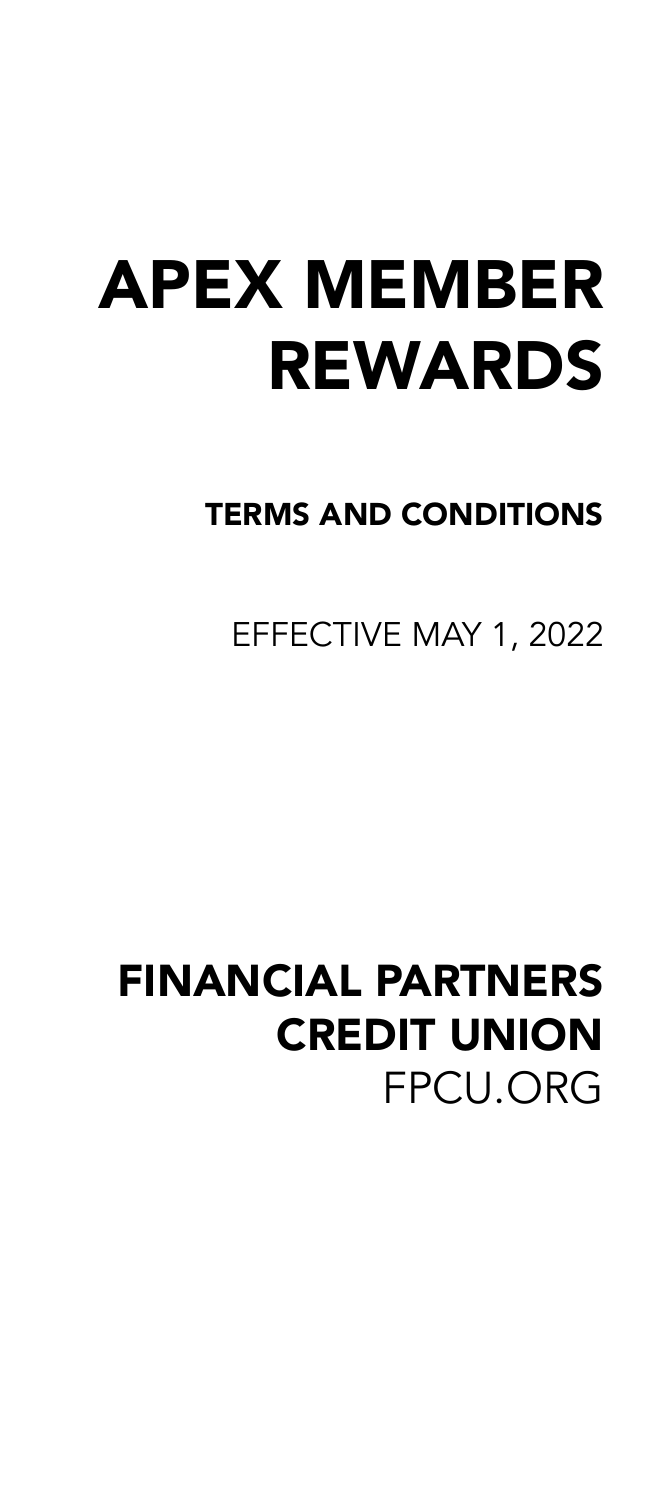# APEX MEMBER REWARDS

## TERMS AND CONDITIONS

EFFECTIVE MAY 1, 2022

**FINANCIAL PARTNERS CREDIT UNION**

FPCU.ORG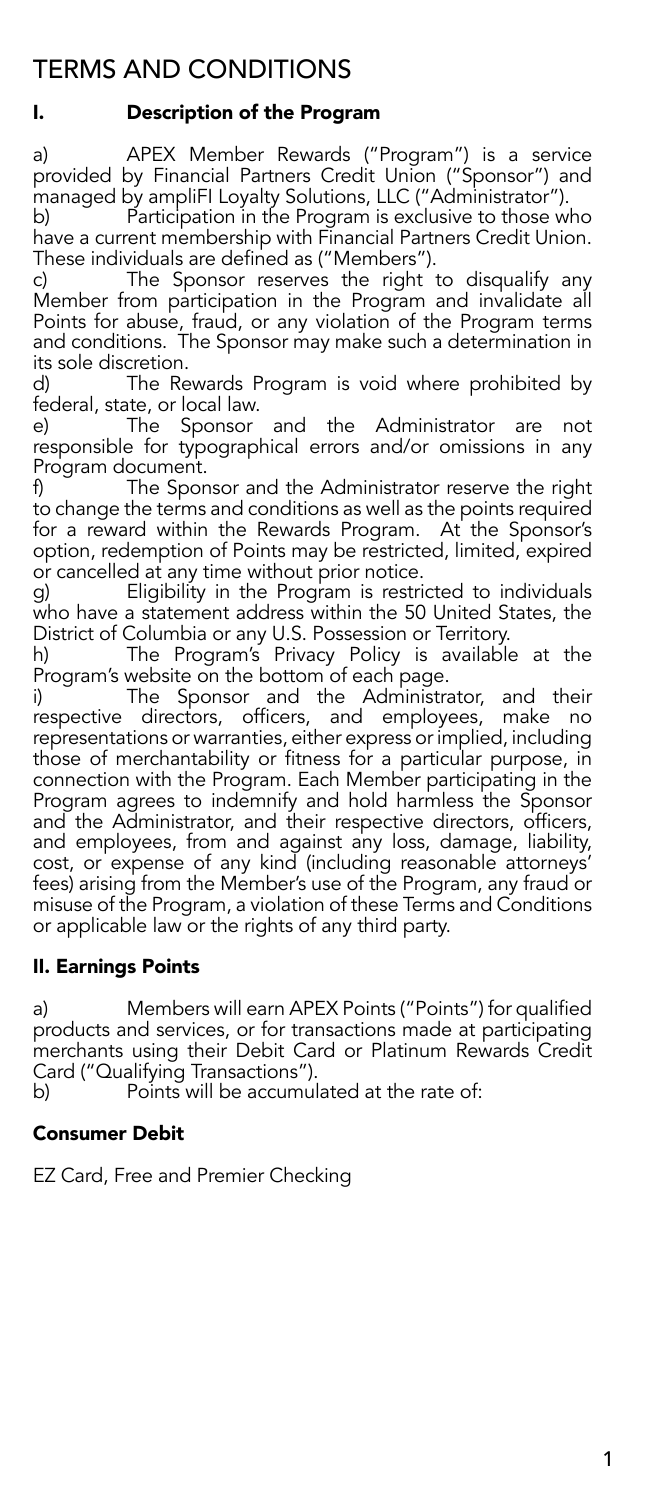# TERMS AND CONDITIONS

## I. Description of the Program

a) APEX Member Rewards ("Program") is a service provided by Financial Partners Credit Union ("Sponsor") and managed by ampliFI Loyalty Solutions, LLC ("Administrator").

b) Participation in the Program is exclusive to those who have a current membership with Financial Partners Credit Union. These individuals are defined as ("Members").

c) The Sponsor reserves the right to disqualify any Member from participation in the Program and invalidate all Points for abuse, fraud, or any violation of the Program terms and conditions. The Sponsor may make such a determination in its sole discretion.

d) The Rewards Program is void where prohibited by federal, state, or local law.

e) The Sponsor and the Administrator are not responsible for typographical errors and/or omissions in any Program document.

f) The Sponsor and the Administrator reserve the right to change the terms and conditions as well as the points required for a reward within the Rewards Program. At the Sponsor's option, redemption of Points may be restricted, limited, expired or cancelled at any time without prior notice.

g) Eligibility in the Program is restricted to individuals who have a statement address within the 50 United States, the District of Columbia or any U.S. Possession or Territory.

h) The Program's Privacy Policy is available at the Program's website on the bottom of each page.

i) The Sponsor and the Administrator, and their respective directors, officers, and employees, make no representations or warranties, either express or implied, including those of merchantability or fitness for a particular purpose, in connection with the Program. Each Member participating in the Program agrees to indemnify and hold harmless the Sponsor and the Administrator, and their respective directors, officers, and employees, from and against any loss, damage, liability, cost, or expense of any kind (including reasonable attorneys' fees) arising from the Member's use of the Program, any fraud or misuse of the Program, a violation of these Terms and Conditions or applicable law or the rights of any third party.

## II. Earnings Points

a) Members will earn APEX Points ("Points") for qualified products and services, or for transactions made at participating merchants using their Debit Card or Platinum Rewards Credit Card ("Qualifying Transactions").

b) Points will be accumulated at the rate of:

### Consumer Debit

EZ Card, Free and Premier Checking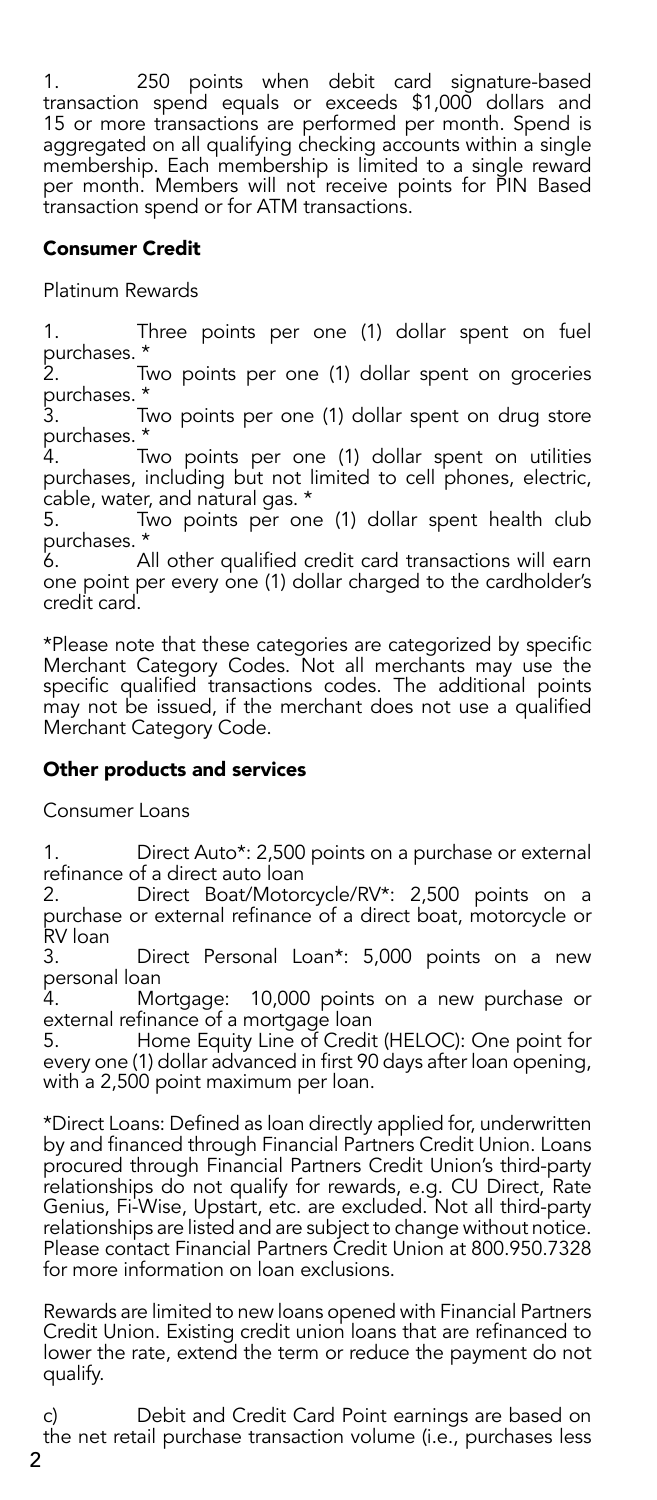1. 250 points when debit card signature-based transaction spend equals or exceeds $1,000 dollars and 15 or more transactions are performed per month. Spend is aggregated on all qualifying checking accounts within a single membership. Each membership is limited to a single reward per month. Members will not receive points for PIN Based transaction spend or for ATM transactions.

**Consumer Credit**

Platinum Rewards

1. Three points per one (1) dollar spent on fuel purchases. *
2. Two points per one (1) dollar spent on groceries purchases. *
3. Two points per one (1) dollar spent on drug store purchases. *
4. Two points per one (1) dollar spent on utilities purchases, including but not limited to cell phones, electric, cable, water, and natural gas. *
5. Two points per one (1) dollar spent health club purchases. *
6. All other qualified credit card transactions will earn one point per every one (1) dollar charged to the cardholder's credit card.

*Please note that these categories are categorized by specific Merchant Category Codes. Not all merchants may use the specific qualified transactions codes. The additional points may not be issued, if the merchant does not use a qualified Merchant Category Code.

**Other products and services**

Consumer Loans

1. Direct Auto*: 2,500 points on a purchase or external refinance of a direct auto loan
2. Direct Boat/Motorcycle/RV*: 2,500 points on a purchase or external refinance of a direct boat, motorcycle or RV loan
3. Direct Personal Loan*: 5,000 points on a new personal loan
4. Mortgage: 10,000 points on a new purchase or external refinance of a mortgage loan
5. Home Equity Line of Credit (HELOC): One point for every one (1) dollar advanced in first 90 days after loan opening, with a 2,500 point maximum per loan.

*Direct Loans: Defined as loan directly applied for, underwritten by and financed through Financial Partners Credit Union. Loans procured through Financial Partners Credit Union's third-party relationships do not qualify for rewards, e.g. CU Direct, Rate Genius, Fi-Wise, Upstart, etc. are excluded. Not all third-party relationships are listed and are subject to change without notice. Please contact Financial Partners Credit Union at 800.950.7328 for more information on loan exclusions.

Rewards are limited to new loans opened with Financial Partners Credit Union. Existing credit union loans that are refinanced to lower the rate, extend the term or reduce the payment do not qualify.

c) Debit and Credit Card Point earnings are based on the net retail purchase transaction volume (i.e., purchases less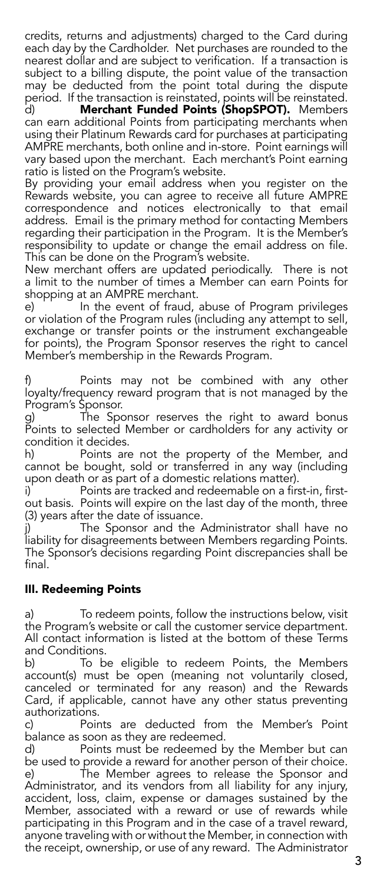credits, returns and adjustments) charged to the Card during each day by the Cardholder. Net purchases are rounded to the nearest dollar and are subject to verification. If a transaction is subject to a billing dispute, the point value of the transaction may be deducted from the point total during the dispute period. If the transaction is reinstated, points will be reinstated.

d) **Merchant Funded Points (ShopSPOT).** Members can earn additional Points from participating merchants when using their Platinum Rewards card for purchases at participating AMPRE merchants, both online and in-store. Point earnings will vary based upon the merchant. Each merchant's Point earning ratio is listed on the Program's website.

By providing your email address when you register on the Rewards website, you can agree to receive all future AMPRE correspondence and notices electronically to that email address. Email is the primary method for contacting Members regarding their participation in the Program. It is the Member's responsibility to update or change the email address on file. This can be done on the Program's website.

New merchant offers are updated periodically. There is not a limit to the number of times a Member can earn Points for shopping at an AMPRE merchant.

e) In the event of fraud, abuse of Program privileges or violation of the Program rules (including any attempt to sell, exchange or transfer points or the instrument exchangeable for points), the Program Sponsor reserves the right to cancel Member's membership in the Rewards Program.

f) Points may not be combined with any other loyalty/frequency reward program that is not managed by the Program's Sponsor.

g) The Sponsor reserves the right to award bonus Points to selected Member or cardholders for any activity or condition it decides.

h) Points are not the property of the Member, and cannot be bought, sold or transferred in any way (including upon death or as part of a domestic relations matter).

i) Points are tracked and redeemable on a first-in, first-out basis. Points will expire on the last day of the month, three (3) years after the date of issuance.

j) The Sponsor and the Administrator shall have no liability for disagreements between Members regarding Points. The Sponsor's decisions regarding Point discrepancies shall be final.

## III. Redeeming Points

a) To redeem points, follow the instructions below, visit the Program's website or call the customer service department. All contact information is listed at the bottom of these Terms and Conditions.

b) To be eligible to redeem Points, the Members account(s) must be open (meaning not voluntarily closed, canceled or terminated for any reason) and the Rewards Card, if applicable, cannot have any other status preventing authorizations.

c) Points are deducted from the Member's Point balance as soon as they are redeemed.

d) Points must be redeemed by the Member but can be used to provide a reward for another person of their choice.

e) The Member agrees to release the Sponsor and Administrator, and its vendors from all liability for any injury, accident, loss, claim, expense or damages sustained by the Member, associated with a reward or use of rewards while participating in this Program and in the case of a travel reward, anyone traveling with or without the Member, in connection with the receipt, ownership, or use of any reward. The Administrator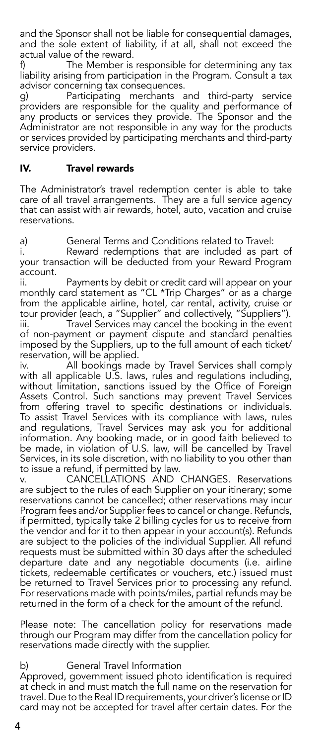and the Sponsor shall not be liable for consequential damages, and the sole extent of liability, if at all, shall not exceed the actual value of the reward.

f) The Member is responsible for determining any tax liability arising from participation in the Program. Consult a tax advisor concerning tax consequences.

g) Participating merchants and third-party service providers are responsible for the quality and performance of any products or services they provide. The Sponsor and the Administrator are not responsible in any way for the products or services provided by participating merchants and third-party service providers.

## IV. Travel rewards

The Administrator's travel redemption center is able to take care of all travel arrangements. They are a full service agency that can assist with air rewards, hotel, auto, vacation and cruise reservations.

a) General Terms and Conditions related to Travel:

i. Reward redemptions that are included as part of your transaction will be deducted from your Reward Program account.

ii. Payments by debit or credit card will appear on your monthly card statement as "CL *Trip Charges" or as a charge from the applicable airline, hotel, car rental, activity, cruise or tour provider (each, a "Supplier" and collectively, "Suppliers").

iii. Travel Services may cancel the booking in the event of non-payment or payment dispute and standard penalties imposed by the Suppliers, up to the full amount of each ticket/reservation, will be applied.

iv. All bookings made by Travel Services shall comply with all applicable U.S. laws, rules and regulations including, without limitation, sanctions issued by the Office of Foreign Assets Control. Such sanctions may prevent Travel Services from offering travel to specific destinations or individuals. To assist Travel Services with its compliance with laws, rules and regulations, Travel Services may ask you for additional information. Any booking made, or in good faith believed to be made, in violation of U.S. law, will be cancelled by Travel Services, in its sole discretion, with no liability to you other than to issue a refund, if permitted by law.

v. CANCELLATIONS AND CHANGES. Reservations are subject to the rules of each Supplier on your itinerary; some reservations cannot be cancelled; other reservations may incur Program fees and/or Supplier fees to cancel or change. Refunds, if permitted, typically take 2 billing cycles for us to receive from the vendor and for it to then appear in your account(s). Refunds are subject to the policies of the individual Supplier. All refund requests must be submitted within 30 days after the scheduled departure date and any negotiable documents (i.e. airline tickets, redeemable certificates or vouchers, etc.) issued must be returned to Travel Services prior to processing any refund. For reservations made with points/miles, partial refunds may be returned in the form of a check for the amount of the refund.

Please note: The cancellation policy for reservations made through our Program may differ from the cancellation policy for reservations made directly with the supplier.

b) General Travel Information

Approved, government issued photo identification is required at check in and must match the full name on the reservation for travel. Due to the Real ID requirements, your driver's license or ID card may not be accepted for travel after certain dates. For the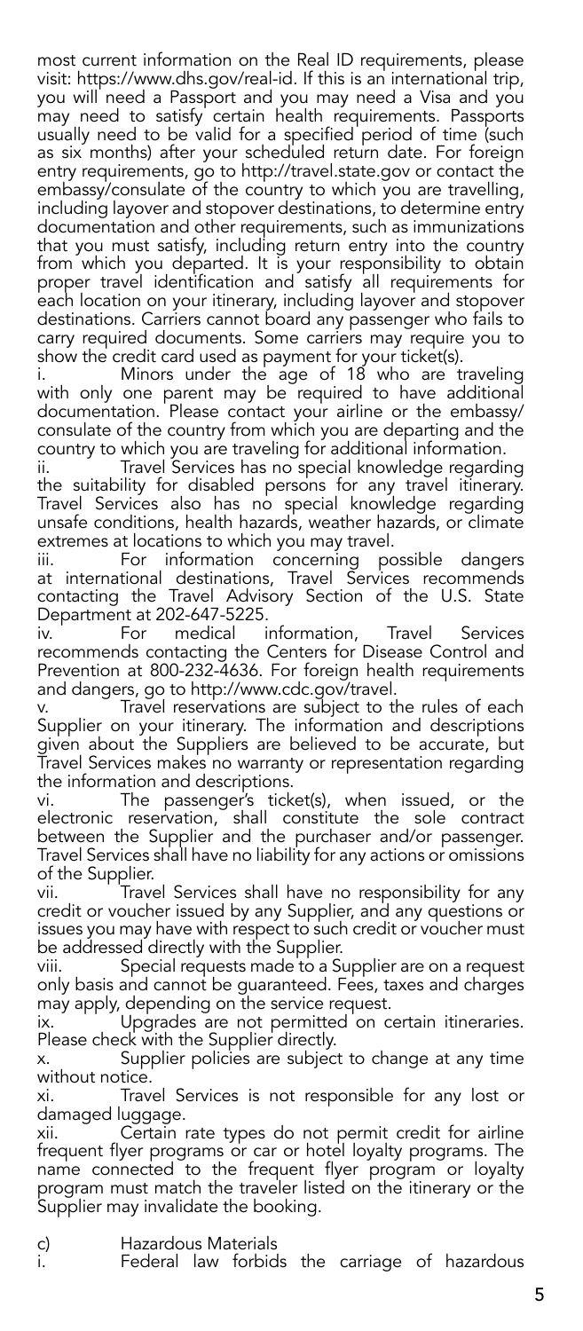most current information on the Real ID requirements, please visit: https://www.dhs.gov/real-id. If this is an international trip, you will need a Passport and you may need a Visa and you may need to satisfy certain health requirements. Passports usually need to be valid for a specified period of time (such as six months) after your scheduled return date. For foreign entry requirements, go to http://travel.state.gov or contact the embassy/consulate of the country to which you are travelling, including layover and stopover destinations, to determine entry documentation and other requirements, such as immunizations that you must satisfy, including return entry into the country from which you departed. It is your responsibility to obtain proper travel identification and satisfy all requirements for each location on your itinerary, including layover and stopover destinations. Carriers cannot board any passenger who fails to carry required documents. Some carriers may require you to show the credit card used as payment for your ticket(s).

i. Minors under the age of 18 who are traveling with only one parent may be required to have additional documentation. Please contact your airline or the embassy/consulate of the country from which you are departing and the country to which you are traveling for additional information.

ii. Travel Services has no special knowledge regarding the suitability for disabled persons for any travel itinerary. Travel Services also has no special knowledge regarding unsafe conditions, health hazards, weather hazards, or climate extremes at locations to which you may travel.

iii. For information concerning possible dangers at international destinations, Travel Services recommends contacting the Travel Advisory Section of the U.S. State Department at 202-647-5225.

iv. For medical information, Travel Services recommends contacting the Centers for Disease Control and Prevention at 800-232-4636. For foreign health requirements and dangers, go to http://www.cdc.gov/travel.

v. Travel reservations are subject to the rules of each Supplier on your itinerary. The information and descriptions given about the Suppliers are believed to be accurate, but Travel Services makes no warranty or representation regarding the information and descriptions.

vi. The passenger's ticket(s), when issued, or the electronic reservation, shall constitute the sole contract between the Supplier and the purchaser and/or passenger. Travel Services shall have no liability for any actions or omissions of the Supplier.

vii. Travel Services shall have no responsibility for any credit or voucher issued by any Supplier, and any questions or issues you may have with respect to such credit or voucher must be addressed directly with the Supplier.

viii. Special requests made to a Supplier are on a request only basis and cannot be guaranteed. Fees, taxes and charges may apply, depending on the service request.

ix. Upgrades are not permitted on certain itineraries. Please check with the Supplier directly.

x. Supplier policies are subject to change at any time without notice.

xi. Travel Services is not responsible for any lost or damaged luggage.

xii. Certain rate types do not permit credit for airline frequent flyer programs or car or hotel loyalty programs. The name connected to the frequent flyer program or loyalty program must match the traveler listed on the itinerary or the Supplier may invalidate the booking.

c) Hazardous Materials

i. Federal law forbids the carriage of hazardous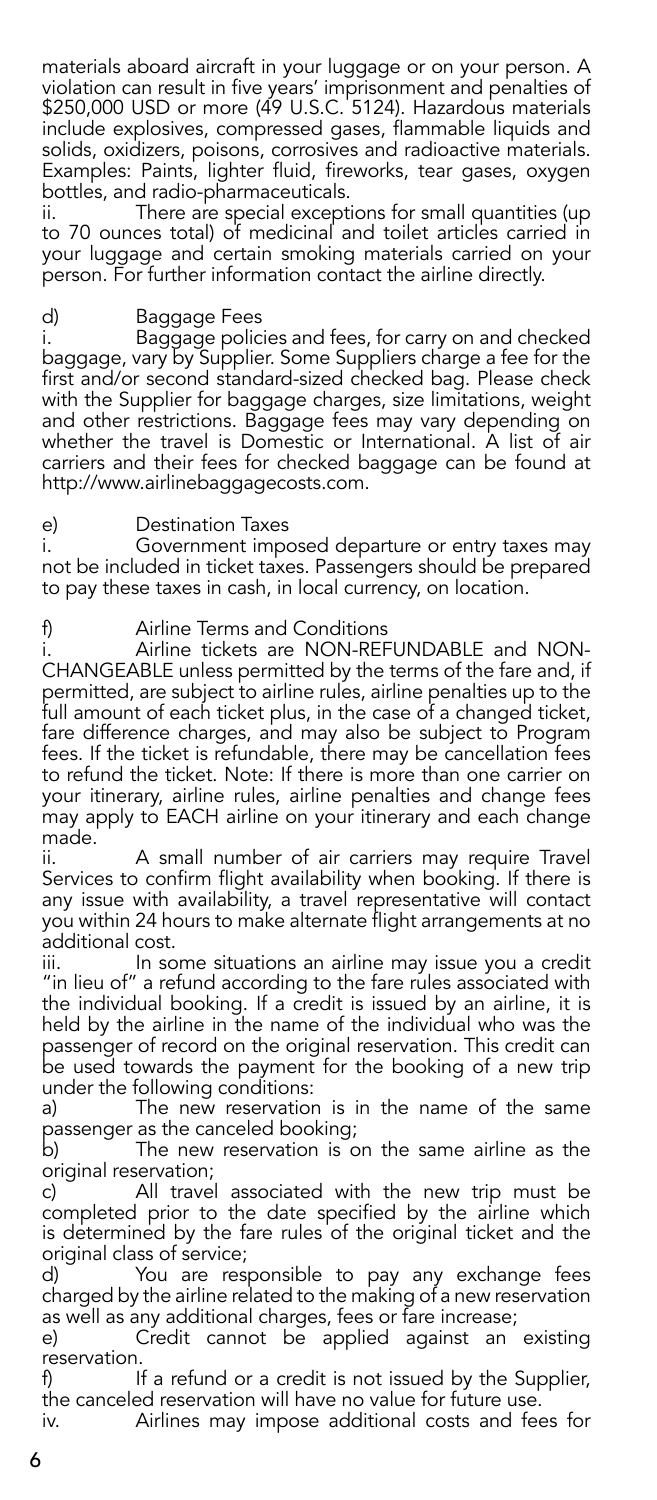materials aboard aircraft in your luggage or on your person. A violation can result in five years' imprisonment and penalties of $250,000 USD or more (49 U.S.C. 5124). Hazardous materials include explosives, compressed gases, flammable liquids and solids, oxidizers, poisons, corrosives and radioactive materials. Examples: Paints, lighter fluid, fireworks, tear gases, oxygen bottles, and radio-pharmaceuticals.

ii. There are special exceptions for small quantities (up to 70 ounces total) of medicinal and toilet articles carried in your luggage and certain smoking materials carried on your person. For further information contact the airline directly.

d) Baggage Fees

i. Baggage policies and fees, for carry on and checked baggage, vary by Supplier. Some Suppliers charge a fee for the first and/or second standard-sized checked bag. Please check with the Supplier for baggage charges, size limitations, weight and other restrictions. Baggage fees may vary depending on whether the travel is Domestic or International. A list of air carriers and their fees for checked baggage can be found at http://www.airlinebaggagecosts.com.

e) Destination Taxes

i. Government imposed departure or entry taxes may not be included in ticket taxes. Passengers should be prepared to pay these taxes in cash, in local currency, on location.

f) Airline Terms and Conditions

i. Airline tickets are NON-REFUNDABLE and NON-CHANGEABLE unless permitted by the terms of the fare and, if permitted, are subject to airline rules, airline penalties up to the full amount of each ticket plus, in the case of a changed ticket, fare difference charges, and may also be subject to Program fees. If the ticket is refundable, there may be cancellation fees to refund the ticket. Note: If there is more than one carrier on your itinerary, airline rules, airline penalties and change fees may apply to EACH airline on your itinerary and each change made.

ii. A small number of air carriers may require Travel Services to confirm flight availability when booking. If there is any issue with availability, a travel representative will contact you within 24 hours to make alternate flight arrangements at no additional cost.

iii. In some situations an airline may issue you a credit "in lieu of" a refund according to the fare rules associated with the individual booking. If a credit is issued by an airline, it is held by the airline in the name of the individual who was the passenger of record on the original reservation. This credit can be used towards the payment for the booking of a new trip under the following conditions:

a) The new reservation is in the name of the same passenger as the canceled booking;

b) The new reservation is on the same airline as the original reservation;

c) All travel associated with the new trip must be completed prior to the date specified by the airline which is determined by the fare rules of the original ticket and the original class of service;

d) You are responsible to pay any exchange fees charged by the airline related to the making of a new reservation as well as any additional charges, fees or fare increase;

e) Credit cannot be applied against an existing reservation.

f) If a refund or a credit is not issued by the Supplier, the canceled reservation will have no value for future use.

iv. Airlines may impose additional costs and fees for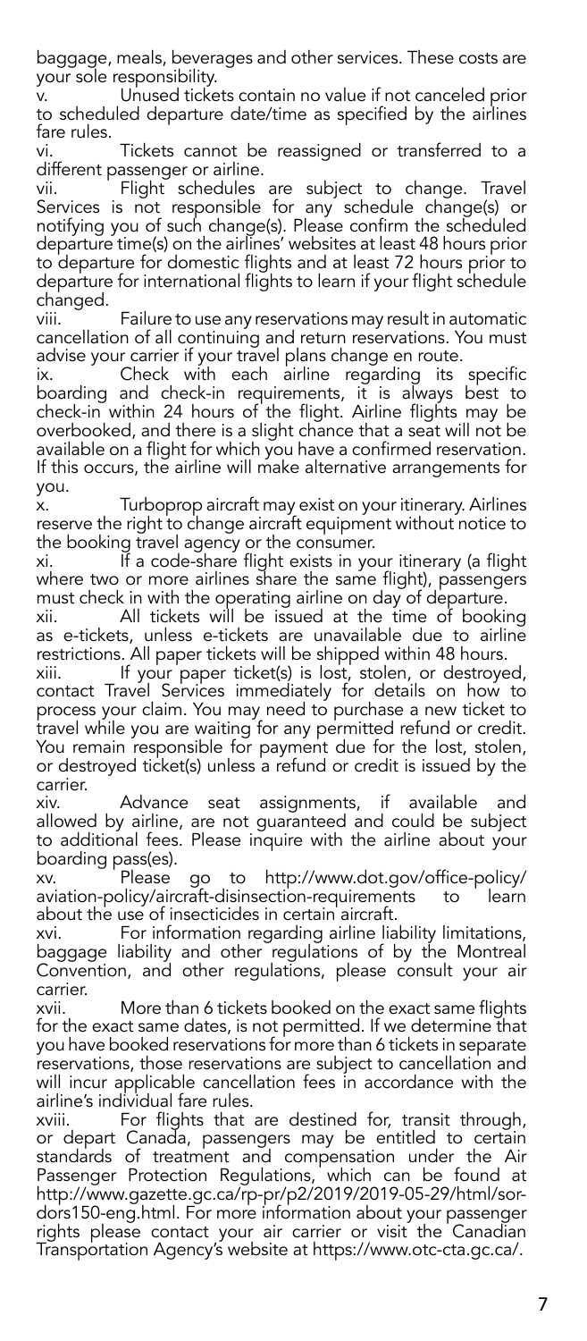baggage, meals, beverages and other services. These costs are your sole responsibility.

v. Unused tickets contain no value if not canceled prior to scheduled departure date/time as specified by the airlines fare rules.

vi. Tickets cannot be reassigned or transferred to a different passenger or airline.

vii. Flight schedules are subject to change. Travel Services is not responsible for any schedule change(s) or notifying you of such change(s). Please confirm the scheduled departure time(s) on the airlines' websites at least 48 hours prior to departure for domestic flights and at least 72 hours prior to departure for international flights to learn if your flight schedule changed.

viii. Failure to use any reservations may result in automatic cancellation of all continuing and return reservations. You must advise your carrier if your travel plans change en route.

ix. Check with each airline regarding its specific boarding and check-in requirements, it is always best to check-in within 24 hours of the flight. Airline flights may be overbooked, and there is a slight chance that a seat will not be available on a flight for which you have a confirmed reservation. If this occurs, the airline will make alternative arrangements for you.

x. Turboprop aircraft may exist on your itinerary. Airlines reserve the right to change aircraft equipment without notice to the booking travel agency or the consumer.

xi. If a code-share flight exists in your itinerary (a flight where two or more airlines share the same flight), passengers must check in with the operating airline on day of departure.

xii. All tickets will be issued at the time of booking as e-tickets, unless e-tickets are unavailable due to airline restrictions. All paper tickets will be shipped within 48 hours.

xiii. If your paper ticket(s) is lost, stolen, or destroyed, contact Travel Services immediately for details on how to process your claim. You may need to purchase a new ticket to travel while you are waiting for any permitted refund or credit. You remain responsible for payment due for the lost, stolen, or destroyed ticket(s) unless a refund or credit is issued by the carrier.

xiv. Advance seat assignments, if available and allowed by airline, are not guaranteed and could be subject to additional fees. Please inquire with the airline about your boarding pass(es).

xv. Please go to http://www.dot.gov/office-policy/aviation-policy/aircraft-disinsection-requirements to learn about the use of insecticides in certain aircraft.

xvi. For information regarding airline liability limitations, baggage liability and other regulations of by the Montreal Convention, and other regulations, please consult your air carrier.

xvii. More than 6 tickets booked on the exact same flights for the exact same dates, is not permitted. If we determine that you have booked reservations for more than 6 tickets in separate reservations, those reservations are subject to cancellation and will incur applicable cancellation fees in accordance with the airline's individual fare rules.

xviii. For flights that are destined for, transit through, or depart Canada, passengers may be entitled to certain standards of treatment and compensation under the Air Passenger Protection Regulations, which can be found at http://www.gazette.gc.ca/rp-pr/p2/2019/2019-05-29/html/sor-dors150-eng.html. For more information about your passenger rights please contact your air carrier or visit the Canadian Transportation Agency's website at https://www.otc-cta.gc.ca/.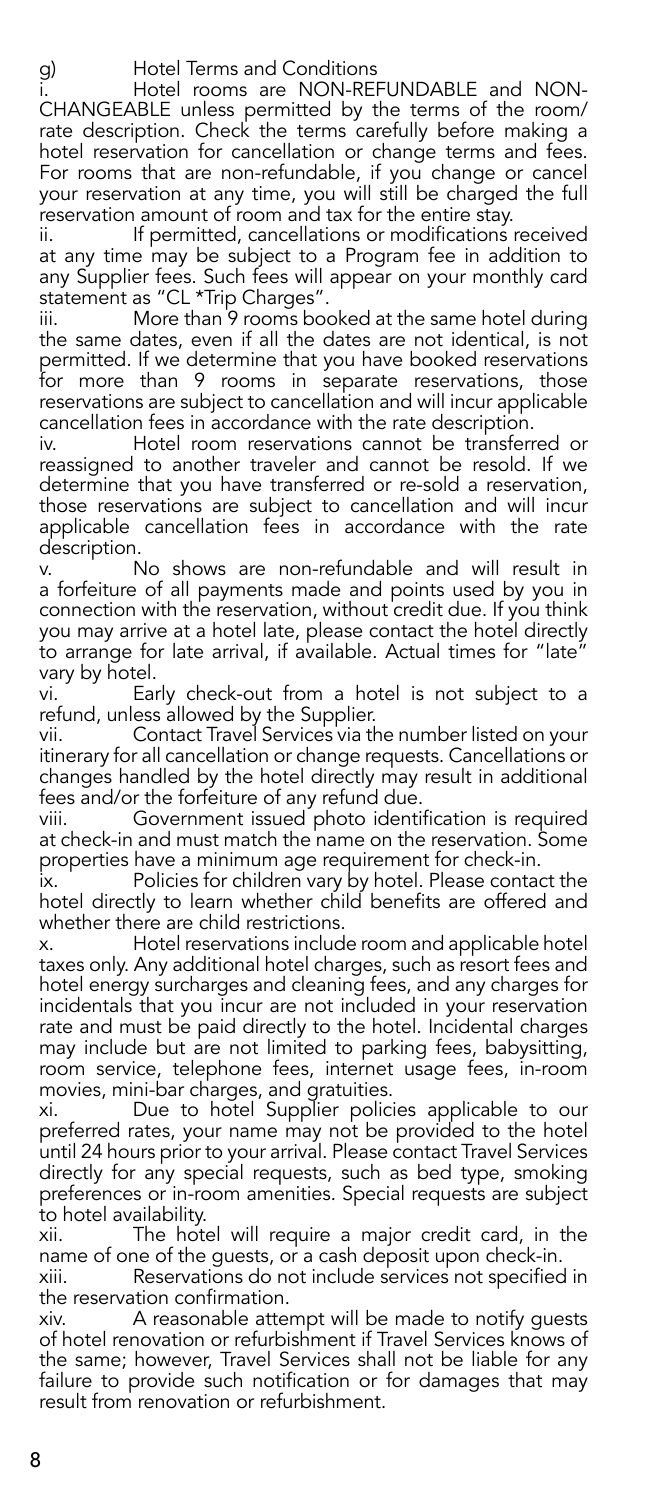g) Hotel Terms and Conditions

i. Hotel rooms are NON-REFUNDABLE and NON-CHANGEABLE unless permitted by the terms of the room/rate description. Check the terms carefully before making a hotel reservation for cancellation or change terms and fees. For rooms that are non-refundable, if you change or cancel your reservation at any time, you will still be charged the full reservation amount of room and tax for the entire stay.

ii. If permitted, cancellations or modifications received at any time may be subject to a Program fee in addition to any Supplier fees. Such fees will appear on your monthly card statement as "CL *Trip Charges".

iii. More than 9 rooms booked at the same hotel during the same dates, even if all the dates are not identical, is not permitted. If we determine that you have booked reservations for more than 9 rooms in separate reservations, those reservations are subject to cancellation and will incur applicable cancellation fees in accordance with the rate description.

iv. Hotel room reservations cannot be transferred or reassigned to another traveler and cannot be resold. If we determine that you have transferred or re-sold a reservation, those reservations are subject to cancellation and will incur applicable cancellation fees in accordance with the rate description.

v. No shows are non-refundable and will result in a forfeiture of all payments made and points used by you in connection with the reservation, without credit due. If you think you may arrive at a hotel late, please contact the hotel directly to arrange for late arrival, if available. Actual times for "late" vary by hotel.

vi. Early check-out from a hotel is not subject to a refund, unless allowed by the Supplier.

vii. Contact Travel Services via the number listed on your itinerary for all cancellation or change requests. Cancellations or changes handled by the hotel directly may result in additional fees and/or the forfeiture of any refund due.

viii. Government issued photo identification is required at check-in and must match the name on the reservation. Some properties have a minimum age requirement for check-in.

ix. Policies for children vary by hotel. Please contact the hotel directly to learn whether child benefits are offered and whether there are child restrictions.

x. Hotel reservations include room and applicable hotel taxes only. Any additional hotel charges, such as resort fees and hotel energy surcharges and cleaning fees, and any charges for incidentals that you incur are not included in your reservation rate and must be paid directly to the hotel. Incidental charges may include but are not limited to parking fees, babysitting, room service, telephone fees, internet usage fees, in-room movies, mini-bar charges, and gratuities.

xi. Due to hotel Supplier policies applicable to our preferred rates, your name may not be provided to the hotel until 24 hours prior to your arrival. Please contact Travel Services directly for any special requests, such as bed type, smoking preferences or in-room amenities. Special requests are subject to hotel availability.

xii. The hotel will require a major credit card, in the name of one of the guests, or a cash deposit upon check-in.

xiii. Reservations do not include services not specified in the reservation confirmation.

xiv. A reasonable attempt will be made to notify guests of hotel renovation or refurbishment if Travel Services knows of the same; however, Travel Services shall not be liable for any failure to provide such notification or for damages that may result from renovation or refurbishment.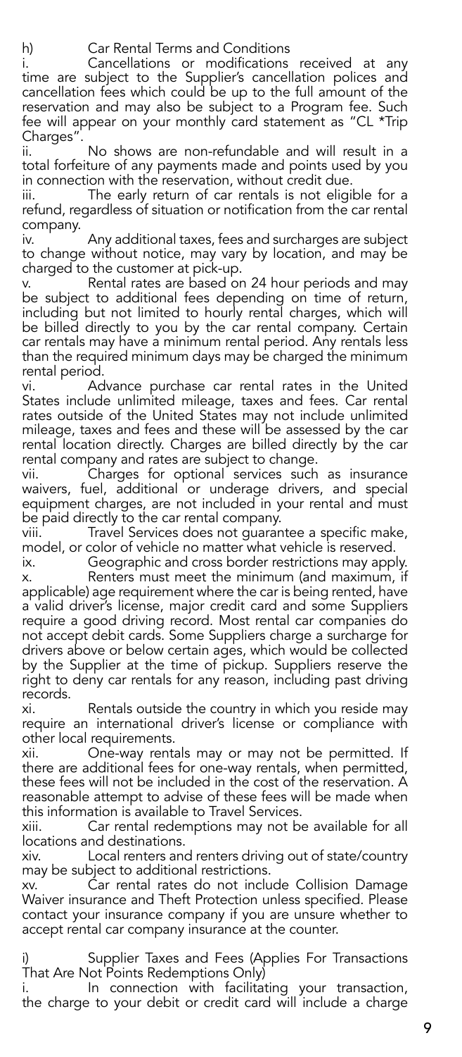h) Car Rental Terms and Conditions

i. Cancellations or modifications received at any time are subject to the Supplier's cancellation polices and cancellation fees which could be up to the full amount of the reservation and may also be subject to a Program fee. Such fee will appear on your monthly card statement as "CL *Trip Charges".

ii. No shows are non-refundable and will result in a total forfeiture of any payments made and points used by you in connection with the reservation, without credit due.

iii. The early return of car rentals is not eligible for a refund, regardless of situation or notification from the car rental company.

iv. Any additional taxes, fees and surcharges are subject to change without notice, may vary by location, and may be charged to the customer at pick-up.

v. Rental rates are based on 24 hour periods and may be subject to additional fees depending on time of return, including but not limited to hourly rental charges, which will be billed directly to you by the car rental company. Certain car rentals may have a minimum rental period. Any rentals less than the required minimum days may be charged the minimum rental period.

vi. Advance purchase car rental rates in the United States include unlimited mileage, taxes and fees. Car rental rates outside of the United States may not include unlimited mileage, taxes and fees and these will be assessed by the car rental location directly. Charges are billed directly by the car rental company and rates are subject to change.

vii. Charges for optional services such as insurance waivers, fuel, additional or underage drivers, and special equipment charges, are not included in your rental and must be paid directly to the car rental company.

viii. Travel Services does not guarantee a specific make, model, or color of vehicle no matter what vehicle is reserved.

ix. Geographic and cross border restrictions may apply.

x. Renters must meet the minimum (and maximum, if applicable) age requirement where the car is being rented, have a valid driver's license, major credit card and some Suppliers require a good driving record. Most rental car companies do not accept debit cards. Some Suppliers charge a surcharge for drivers above or below certain ages, which would be collected by the Supplier at the time of pickup. Suppliers reserve the right to deny car rentals for any reason, including past driving records.

xi. Rentals outside the country in which you reside may require an international driver's license or compliance with other local requirements.

xii. One-way rentals may or may not be permitted. If there are additional fees for one-way rentals, when permitted, these fees will not be included in the cost of the reservation. A reasonable attempt to advise of these fees will be made when this information is available to Travel Services.

xiii. Car rental redemptions may not be available for all locations and destinations.

xiv. Local renters and renters driving out of state/country may be subject to additional restrictions.

xv. Car rental rates do not include Collision Damage Waiver insurance and Theft Protection unless specified. Please contact your insurance company if you are unsure whether to accept rental car company insurance at the counter.

i) Supplier Taxes and Fees (Applies For Transactions That Are Not Points Redemptions Only)

i. In connection with facilitating your transaction, the charge to your debit or credit card will include a charge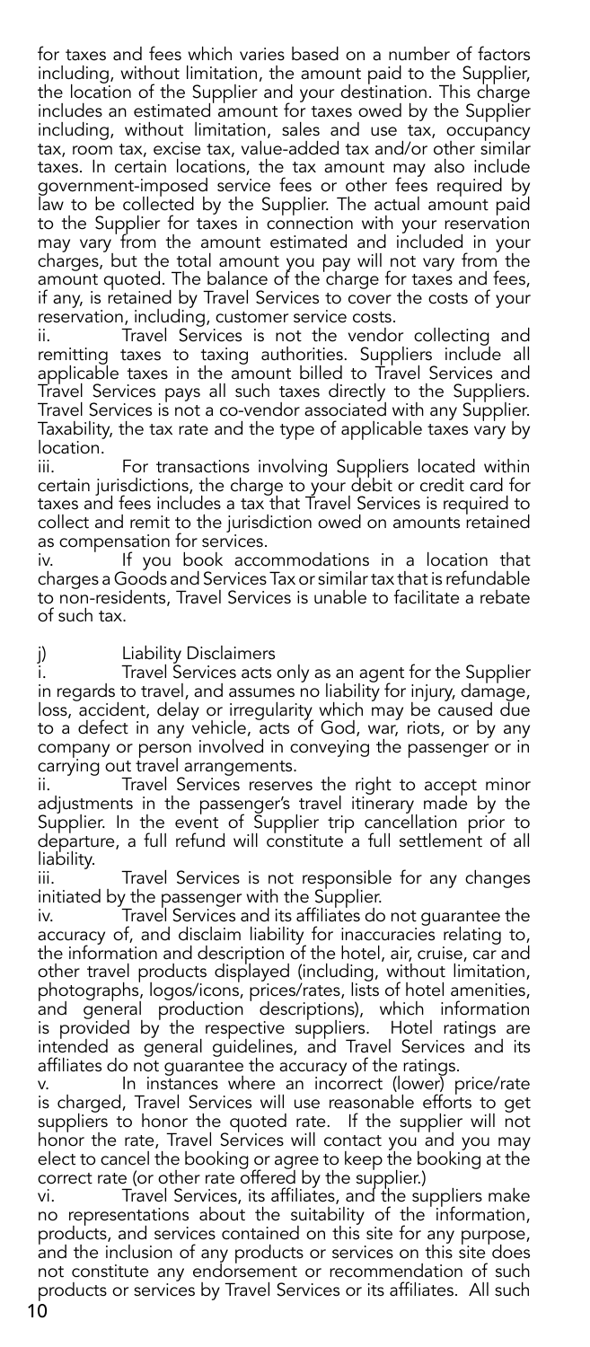for taxes and fees which varies based on a number of factors including, without limitation, the amount paid to the Supplier, the location of the Supplier and your destination. This charge includes an estimated amount for taxes owed by the Supplier including, without limitation, sales and use tax, occupancy tax, room tax, excise tax, value-added tax and/or other similar taxes. In certain locations, the tax amount may also include government-imposed service fees or other fees required by law to be collected by the Supplier. The actual amount paid to the Supplier for taxes in connection with your reservation may vary from the amount estimated and included in your charges, but the total amount you pay will not vary from the amount quoted. The balance of the charge for taxes and fees, if any, is retained by Travel Services to cover the costs of your reservation, including, customer service costs.

ii. Travel Services is not the vendor collecting and remitting taxes to taxing authorities. Suppliers include all applicable taxes in the amount billed to Travel Services and Travel Services pays all such taxes directly to the Suppliers. Travel Services is not a co-vendor associated with any Supplier. Taxability, the tax rate and the type of applicable taxes vary by location.

iii. For transactions involving Suppliers located within certain jurisdictions, the charge to your debit or credit card for taxes and fees includes a tax that Travel Services is required to collect and remit to the jurisdiction owed on amounts retained as compensation for services.

iv. If you book accommodations in a location that charges a Goods and Services Tax or similar tax that is refundable to non-residents, Travel Services is unable to facilitate a rebate of such tax.

j) Liability Disclaimers

i. Travel Services acts only as an agent for the Supplier in regards to travel, and assumes no liability for injury, damage, loss, accident, delay or irregularity which may be caused due to a defect in any vehicle, acts of God, war, riots, or by any company or person involved in conveying the passenger or in carrying out travel arrangements.

ii. Travel Services reserves the right to accept minor adjustments in the passenger's travel itinerary made by the Supplier. In the event of Supplier trip cancellation prior to departure, a full refund will constitute a full settlement of all liability.

iii. Travel Services is not responsible for any changes initiated by the passenger with the Supplier.

iv. Travel Services and its affiliates do not guarantee the accuracy of, and disclaim liability for inaccuracies relating to, the information and description of the hotel, air, cruise, car and other travel products displayed (including, without limitation, photographs, logos/icons, prices/rates, lists of hotel amenities, and general production descriptions), which information is provided by the respective suppliers. Hotel ratings are intended as general guidelines, and Travel Services and its affiliates do not guarantee the accuracy of the ratings.

v. In instances where an incorrect (lower) price/rate is charged, Travel Services will use reasonable efforts to get suppliers to honor the quoted rate. If the supplier will not honor the rate, Travel Services will contact you and you may elect to cancel the booking or agree to keep the booking at the correct rate (or other rate offered by the supplier.)

vi. Travel Services, its affiliates, and the suppliers make no representations about the suitability of the information, products, and services contained on this site for any purpose, and the inclusion of any products or services on this site does not constitute any endorsement or recommendation of such products or services by Travel Services or its affiliates. All such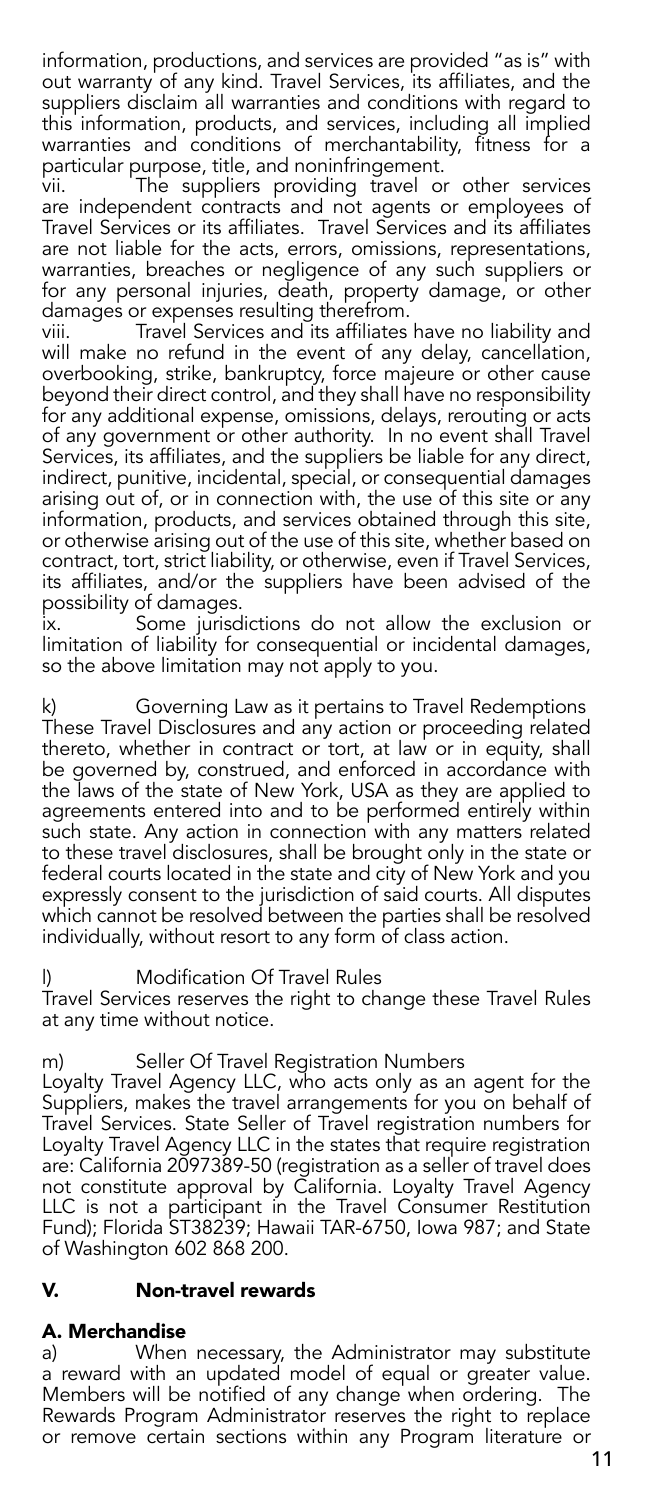information, productions, and services are provided "as is" with out warranty of any kind. Travel Services, its affiliates, and the suppliers disclaim all warranties and conditions with regard to this information, products, and services, including all implied warranties and conditions of merchantability, fitness for a particular purpose, title, and noninfringement.

vii. The suppliers providing travel or other services are independent contracts and not agents or employees of Travel Services or its affiliates. Travel Services and its affiliates are not liable for the acts, errors, omissions, representations, warranties, breaches or negligence of any such suppliers or for any personal injuries, death, property damage, or other damages or expenses resulting therefrom.

viii. Travel Services and its affiliates have no liability and will make no refund in the event of any delay, cancellation, overbooking, strike, bankruptcy, force majeure or other cause beyond their direct control, and they shall have no responsibility for any additional expense, omissions, delays, rerouting or acts of any government or other authority. In no event shall Travel Services, its affiliates, and the suppliers be liable for any direct, indirect, punitive, incidental, special, or consequential damages arising out of, or in connection with, the use of this site or any information, products, and services obtained through this site, or otherwise arising out of the use of this site, whether based on contract, tort, strict liability, or otherwise, even if Travel Services, its affiliates, and/or the suppliers have been advised of the possibility of damages.

ix. Some jurisdictions do not allow the exclusion or limitation of liability for consequential or incidental damages, so the above limitation may not apply to you.

k) Governing Law as it pertains to Travel Redemptions
These Travel Disclosures and any action or proceeding related thereto, whether in contract or tort, at law or in equity, shall be governed by, construed, and enforced in accordance with the laws of the state of New York, USA as they are applied to agreements entered into and to be performed entirely within such state. Any action in connection with any matters related to these travel disclosures, shall be brought only in the state or federal courts located in the state and city of New York and you expressly consent to the jurisdiction of said courts. All disputes which cannot be resolved between the parties shall be resolved individually, without resort to any form of class action.

l) Modification Of Travel Rules
Travel Services reserves the right to change these Travel Rules at any time without notice.

m) Seller Of Travel Registration Numbers
Loyalty Travel Agency LLC, who acts only as an agent for the Suppliers, makes the travel arrangements for you on behalf of Travel Services. State Seller of Travel registration numbers for Loyalty Travel Agency LLC in the states that require registration are: California 2097389-50 (registration as a seller of travel does not constitute approval by California. Loyalty Travel Agency LLC is not a participant in the Travel Consumer Restitution Fund); Florida ST38239; Hawaii TAR-6750, Iowa 987; and State of Washington 602 868 200.

## V. Non-travel rewards

### A. Merchandise

a) When necessary, the Administrator may substitute a reward with an updated model of equal or greater value. Members will be notified of any change when ordering. The Rewards Program Administrator reserves the right to replace or remove certain sections within any Program literature or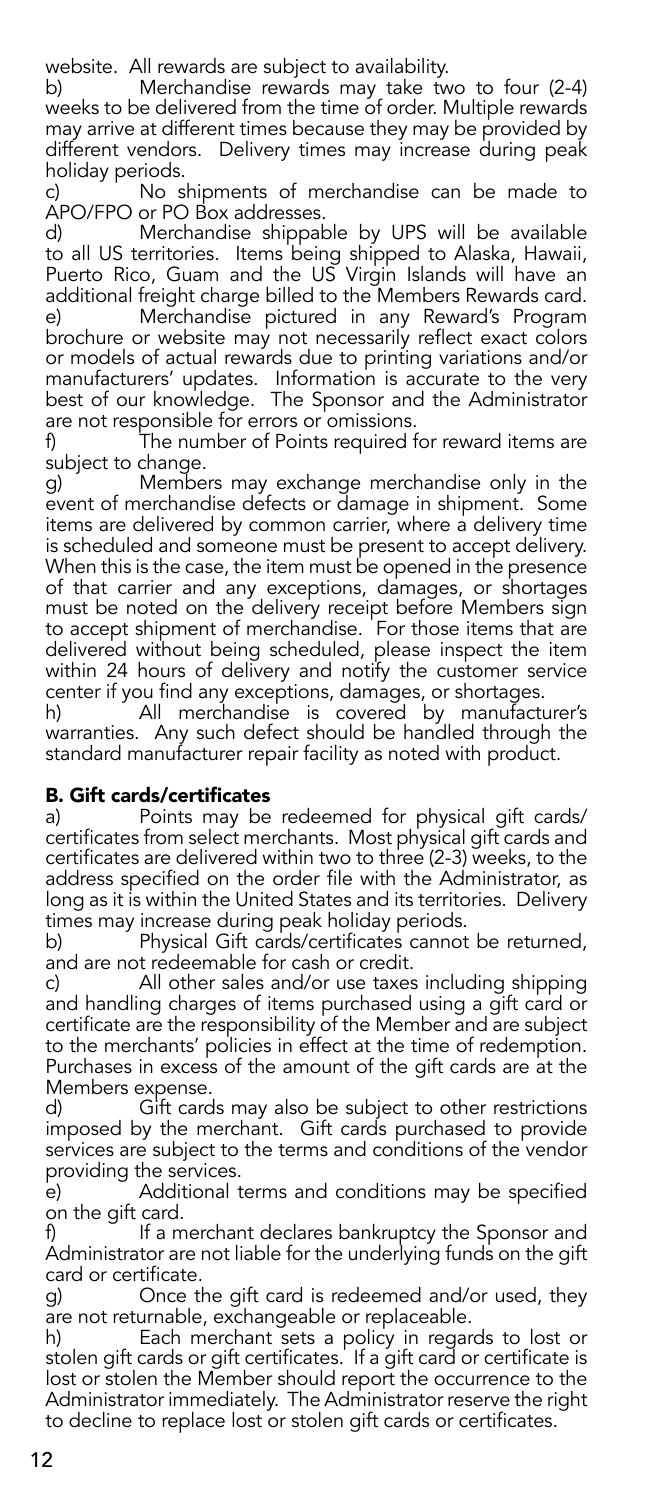website. All rewards are subject to availability.

b) Merchandise rewards may take two to four (2-4) weeks to be delivered from the time of order. Multiple rewards may arrive at different times because they may be provided by different vendors. Delivery times may increase during peak holiday periods.

c) No shipments of merchandise can be made to APO/FPO or PO Box addresses.

d) Merchandise shippable by UPS will be available to all US territories. Items being shipped to Alaska, Hawaii, Puerto Rico, Guam and the US Virgin Islands will have an additional freight charge billed to the Members Rewards card.

e) Merchandise pictured in any Reward's Program brochure or website may not necessarily reflect exact colors or models of actual rewards due to printing variations and/or manufacturers' updates. Information is accurate to the very best of our knowledge. The Sponsor and the Administrator are not responsible for errors or omissions.

f) The number of Points required for reward items are subject to change.

g) Members may exchange merchandise only in the event of merchandise defects or damage in shipment. Some items are delivered by common carrier, where a delivery time is scheduled and someone must be present to accept delivery. When this is the case, the item must be opened in the presence of that carrier and any exceptions, damages, or shortages must be noted on the delivery receipt before Members sign to accept shipment of merchandise. For those items that are delivered without being scheduled, please inspect the item within 24 hours of delivery and notify the customer service center if you find any exceptions, damages, or shortages.

h) All merchandise is covered by manufacturer's warranties. Any such defect should be handled through the standard manufacturer repair facility as noted with product.

**B. Gift cards/certificates**

a) Points may be redeemed for physical gift cards/ certificates from select merchants. Most physical gift cards and certificates are delivered within two to three (2-3) weeks, to the address specified on the order file with the Administrator, as long as it is within the United States and its territories. Delivery times may increase during peak holiday periods.

b) Physical Gift cards/certificates cannot be returned, and are not redeemable for cash or credit.

c) All other sales and/or use taxes including shipping and handling charges of items purchased using a gift card or certificate are the responsibility of the Member and are subject to the merchants' policies in effect at the time of redemption. Purchases in excess of the amount of the gift cards are at the Members expense.

d) Gift cards may also be subject to other restrictions imposed by the merchant. Gift cards purchased to provide services are subject to the terms and conditions of the vendor providing the services.

e) Additional terms and conditions may be specified on the gift card.

f) If a merchant declares bankruptcy the Sponsor and Administrator are not liable for the underlying funds on the gift card or certificate.

g) Once the gift card is redeemed and/or used, they are not returnable, exchangeable or replaceable.

h) Each merchant sets a policy in regards to lost or stolen gift cards or gift certificates. If a gift card or certificate is lost or stolen the Member should report the occurrence to the Administrator immediately. The Administrator reserve the right to decline to replace lost or stolen gift cards or certificates.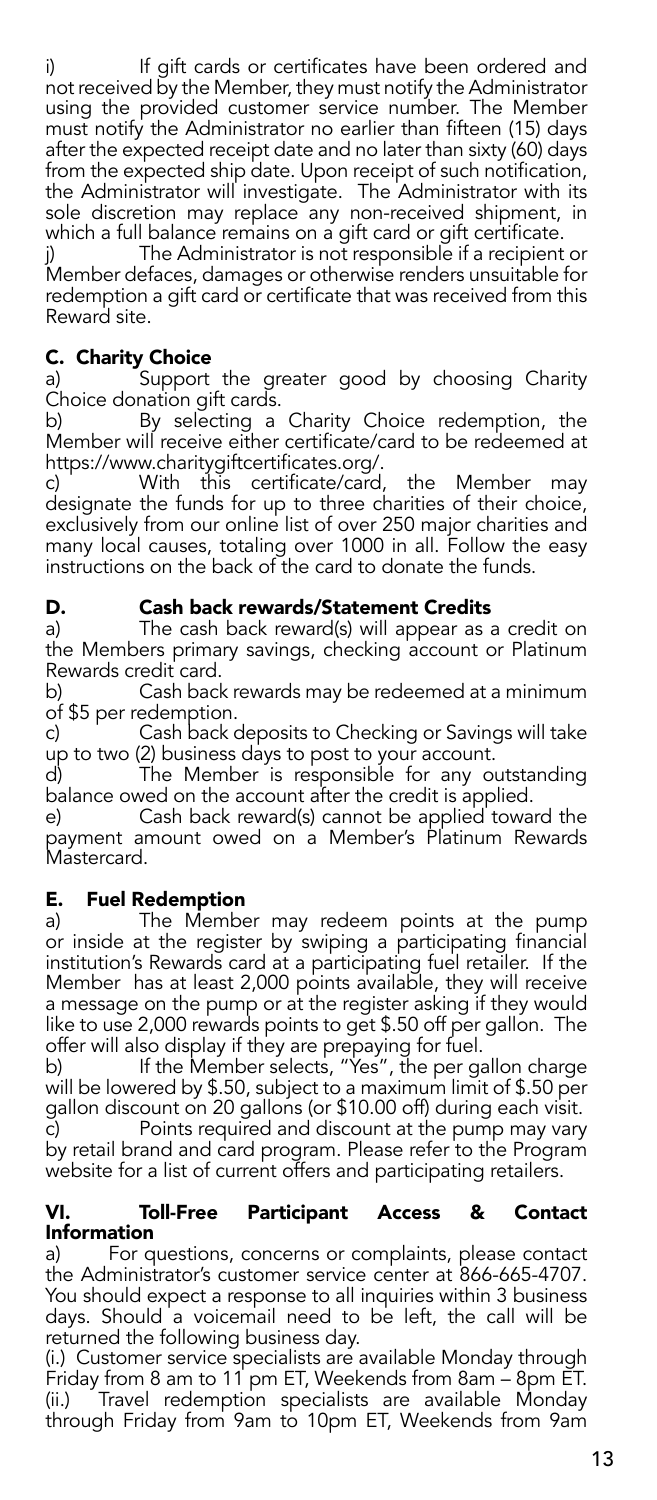i) If gift cards or certificates have been ordered and not received by the Member, they must notify the Administrator using the provided customer service number. The Member must notify the Administrator no earlier than fifteen (15) days after the expected receipt date and no later than sixty (60) days from the expected ship date. Upon receipt of such notification, the Administrator will investigate. The Administrator with its sole discretion may replace any non-received shipment, in which a full balance remains on a gift card or gift certificate.

j) The Administrator is not responsible if a recipient or Member defaces, damages or otherwise renders unsuitable for redemption a gift card or certificate that was received from this Reward site.

### C. Charity Choice

a) Support the greater good by choosing Charity Choice donation gift cards.

b) By selecting a Charity Choice redemption, the Member will receive either certificate/card to be redeemed at https://www.charitygiftcertificates.org/.

c) With this certificate/card, the Member may designate the funds for up to three charities of their choice, exclusively from our online list of over 250 major charities and many local causes, totaling over 1000 in all. Follow the easy instructions on the back of the card to donate the funds.

### D. Cash back rewards/Statement Credits

a) The cash back reward(s) will appear as a credit on the Members primary savings, checking account or Platinum Rewards credit card.

b) Cash back rewards may be redeemed at a minimum of $5 per redemption.

c) Cash back deposits to Checking or Savings will take up to two (2) business days to post to your account.

d) The Member is responsible for any outstanding balance owed on the account after the credit is applied.

e) Cash back reward(s) cannot be applied toward the payment amount owed on a Member's Platinum Rewards Mastercard.

### E. Fuel Redemption

a) The Member may redeem points at the pump or inside at the register by swiping a participating financial institution's Rewards card at a participating fuel retailer. If the Member has at least 2,000 points available, they will receive a message on the pump or at the register asking if they would like to use 2,000 rewards points to get $.50 off per gallon. The offer will also display if they are prepaying for fuel.

b) If the Member selects, "Yes", the per gallon charge will be lowered by $.50, subject to a maximum limit of $.50 per gallon discount on 20 gallons (or $10.00 off) during each visit.

c) Points required and discount at the pump may vary by retail brand and card program. Please refer to the Program website for a list of current offers and participating retailers.

## VI. Toll-Free Participant Access & Contact Information

a) For questions, concerns or complaints, please contact the Administrator's customer service center at 866-665-4707. You should expect a response to all inquiries within 3 business days. Should a voicemail need to be left, the call will be returned the following business day.

(i.) Customer service specialists are available Monday through Friday from 8 am to 11 pm ET, Weekends from 8am – 8pm ET.

(ii.) Travel redemption specialists are available Monday through Friday from 9am to 10pm ET, Weekends from 9am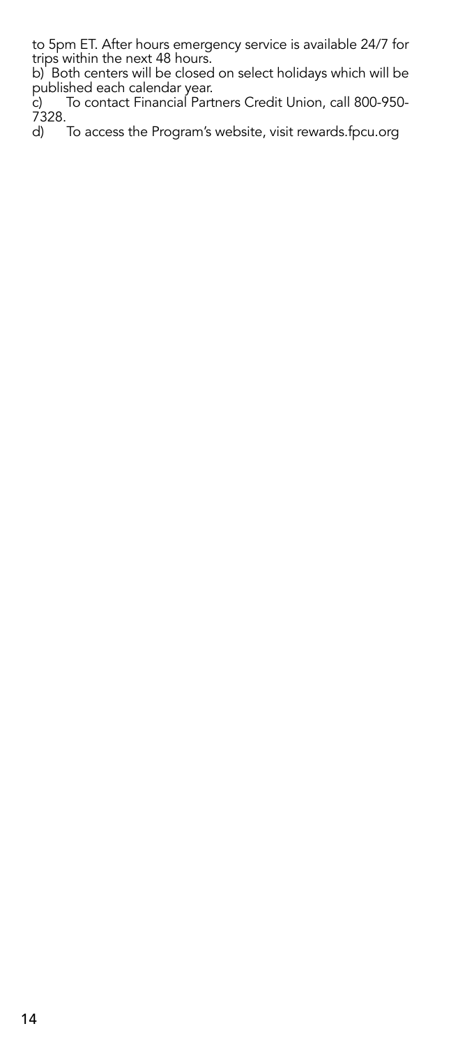to 5pm ET. After hours emergency service is available 24/7 for trips within the next 48 hours.

b) Both centers will be closed on select holidays which will be published each calendar year.

c) To contact Financial Partners Credit Union, call 800-950-7328.

d) To access the Program's website, visit rewards.fpcu.org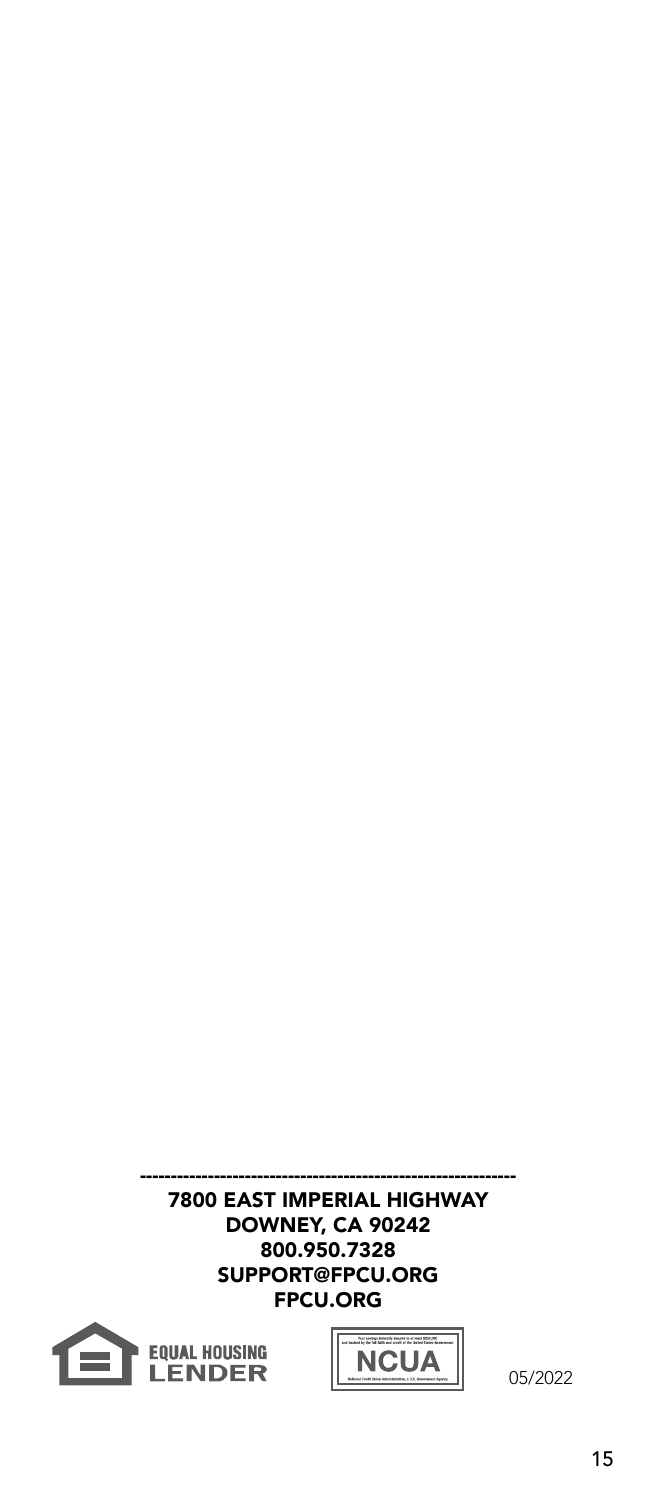---

**7800 EAST IMPERIAL HIGHWAY**
**DOWNEY, CA 90242**
**800.950.7328**
**SUPPORT@FPCU.ORG**
**FPCU.ORG**

EQUAL HOUSING LENDER

NCUA

05/2022